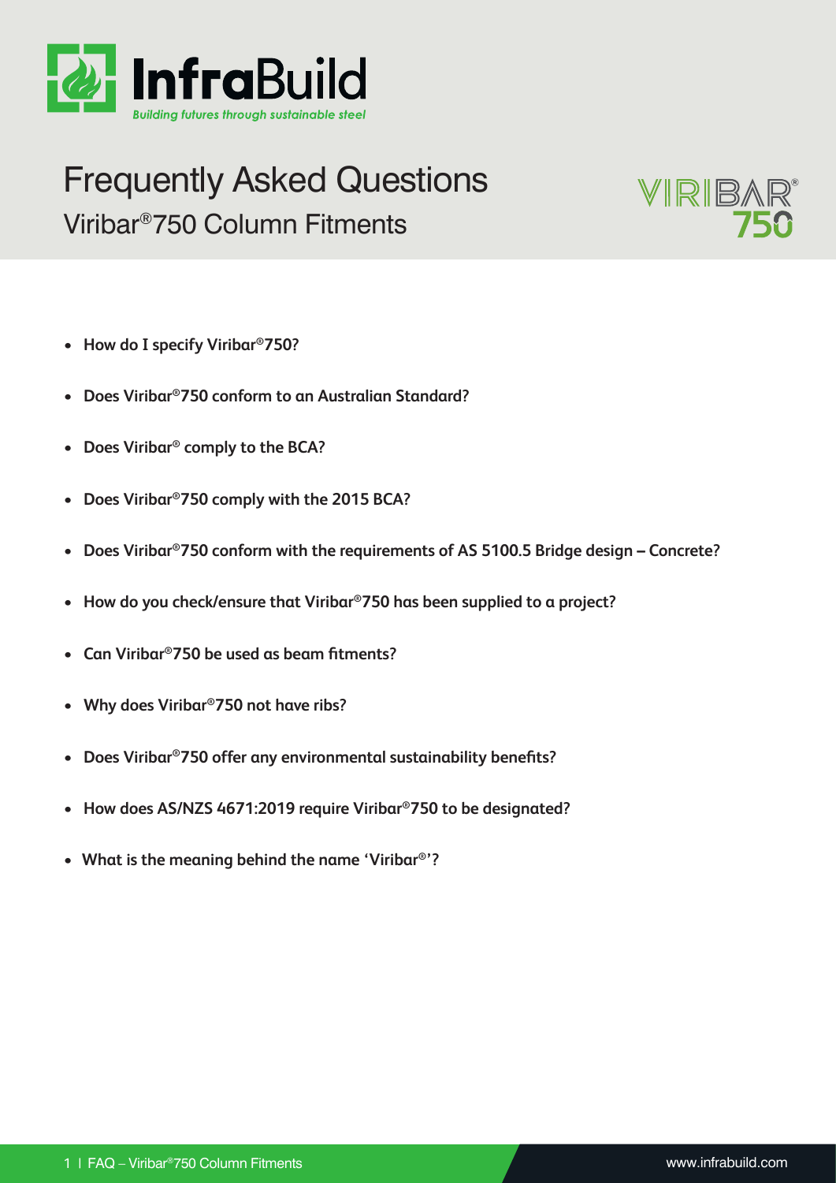# Frequently Asked Questions

## Viribar®750 Column Fitments

- **How do I specify Viribar®750?**
- **Does Viribar®750 conform to an Australian Standard?**
- **Does Viribar® comply to the BCA?**
- **Does Viribar®750 comply with the 2015 BCA?**
- **Does Viribar®750 conform with the requirements of AS 5100.5 Bridge design – Concrete?**
- **How do you check/ensure that Viribar®750 has been supplied to a project?**
- **Can Viribar®750 be used as beam fitments?**
- **Why does Viribar®750 not have ribs?**
- **Does Viribar®750 offer any environmental sustainability benefits?**
- **How does AS/NZS 4671:2019 require Viribar®750 to be designated?**
- **What is the meaning behind the name 'Viribar®'?**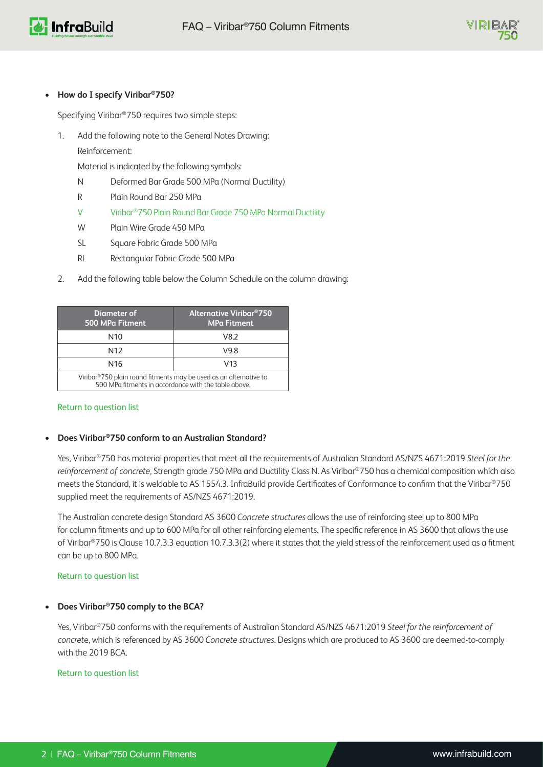- **How do I specify Viribar®750?**

  Specifying Viribar®750 requires two simple steps:

  1. Add the following note to the General Notes Drawing:

     Reinforcement:

     Material is indicated by the following symbols:

     N Deformed Bar Grade 500 MPa (Normal Ductility)

     R Plain Round Bar 250 MPa

     V Viribar®750 Plain Round Bar Grade 750 MPa Normal Ductility

     W Plain Wire Grade 450 MPa

     SL Square Fabric Grade 500 MPa

     RL Rectangular Fabric Grade 500 MPa

  2. Add the following table below the Column Schedule on the column drawing:

| Diameter of 500 MPa Fitment | Alternative Viribar®750 MPa Fitment |
|---|---|
| N10 | V8.2 |
| N12 | V9.8 |
| N16 | V13 |
| Viribar®750 plain round fitments may be used as an alternative to 500 MPa fitments in accordance with the table above. | |

Return to question list

- **Does Viribar®750 conform to an Australian Standard?**

  Yes, Viribar®750 has material properties that meet all the requirements of Australian Standard AS/NZS 4671:2019 *Steel for the reinforcement of concrete*, Strength grade 750 MPa and Ductility Class N. As Viribar®750 has a chemical composition which also meets the Standard, it is weldable to AS 1554.3. InfraBuild provide Certificates of Conformance to confirm that the Viribar®750 supplied meet the requirements of AS/NZS 4671:2019.

  The Australian concrete design Standard AS 3600 *Concrete structures* allows the use of reinforcing steel up to 800 MPa for column fitments and up to 600 MPa for all other reinforcing elements. The specific reference in AS 3600 that allows the use of Viribar®750 is Clause 10.7.3.3 equation 10.7.3.3(2) where it states that the yield stress of the reinforcement used as a fitment can be up to 800 MPa.

Return to question list

- **Does Viribar®750 comply to the BCA?**

  Yes, Viribar®750 conforms with the requirements of Australian Standard AS/NZS 4671:2019 *Steel for the reinforcement of concrete*, which is referenced by AS 3600 *Concrete structures*. Designs which are produced to AS 3600 are deemed-to-comply with the 2019 BCA.

Return to question list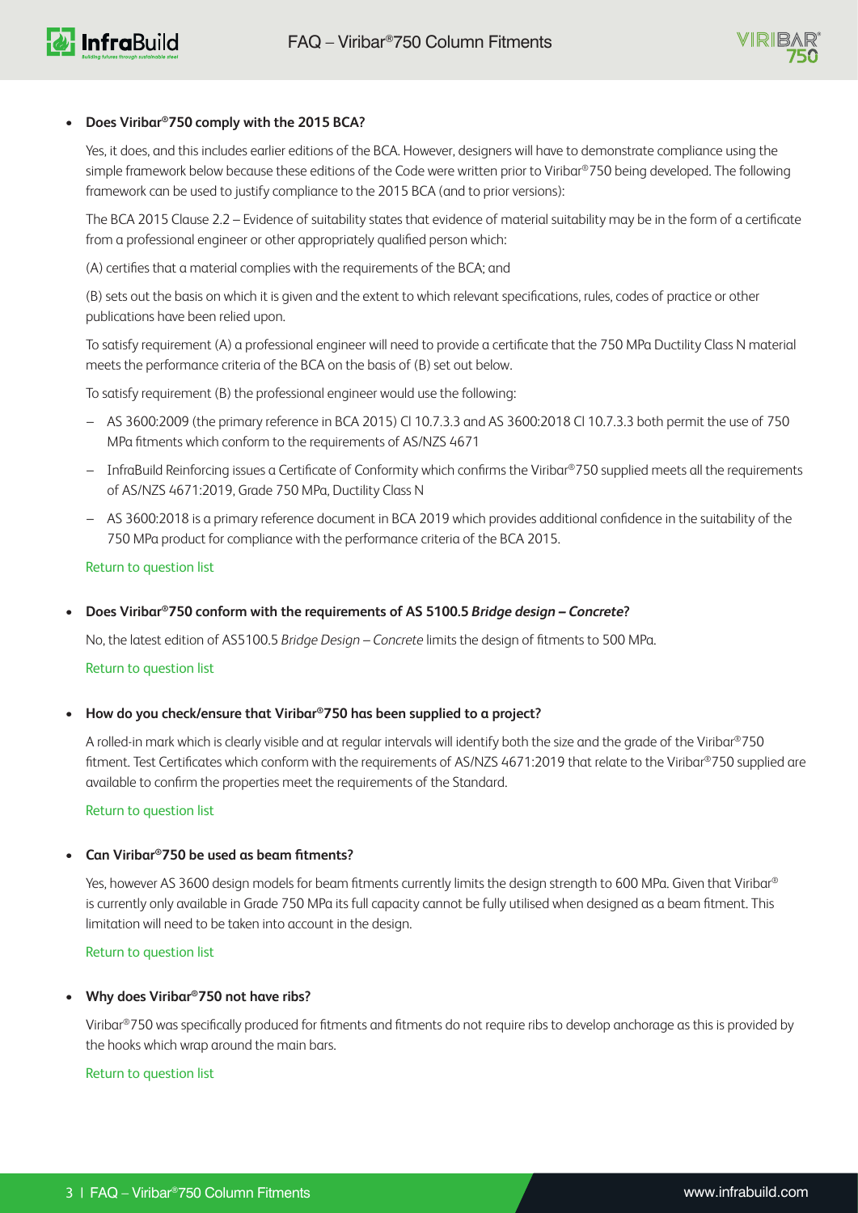- **Does Viribar®750 comply with the 2015 BCA?**

  Yes, it does, and this includes earlier editions of the BCA. However, designers will have to demonstrate compliance using the simple framework below because these editions of the Code were written prior to Viribar®750 being developed. The following framework can be used to justify compliance to the 2015 BCA (and to prior versions):

  The BCA 2015 Clause 2.2 – Evidence of suitability states that evidence of material suitability may be in the form of a certificate from a professional engineer or other appropriately qualified person which:

  (A) certifies that a material complies with the requirements of the BCA; and

  (B) sets out the basis on which it is given and the extent to which relevant specifications, rules, codes of practice or other publications have been relied upon.

  To satisfy requirement (A) a professional engineer will need to provide a certificate that the 750 MPa Ductility Class N material meets the performance criteria of the BCA on the basis of (B) set out below.

  To satisfy requirement (B) the professional engineer would use the following:

  - AS 3600:2009 (the primary reference in BCA 2015) Cl 10.7.3.3 and AS 3600:2018 Cl 10.7.3.3 both permit the use of 750 MPa fitments which conform to the requirements of AS/NZS 4671
  - InfraBuild Reinforcing issues a Certificate of Conformity which confirms the Viribar®750 supplied meets all the requirements of AS/NZS 4671:2019, Grade 750 MPa, Ductility Class N
  - AS 3600:2018 is a primary reference document in BCA 2019 which provides additional confidence in the suitability of the 750 MPa product for compliance with the performance criteria of the BCA 2015.

  Return to question list

- **Does Viribar®750 conform with the requirements of AS 5100.5 *Bridge design – Concrete*?**

  No, the latest edition of AS5100.5 *Bridge Design – Concrete* limits the design of fitments to 500 MPa.

  Return to question list

- **How do you check/ensure that Viribar®750 has been supplied to a project?**

  A rolled-in mark which is clearly visible and at regular intervals will identify both the size and the grade of the Viribar®750 fitment. Test Certificates which conform with the requirements of AS/NZS 4671:2019 that relate to the Viribar®750 supplied are available to confirm the properties meet the requirements of the Standard.

  Return to question list

- **Can Viribar®750 be used as beam fitments?**

  Yes, however AS 3600 design models for beam fitments currently limits the design strength to 600 MPa. Given that Viribar® is currently only available in Grade 750 MPa its full capacity cannot be fully utilised when designed as a beam fitment. This limitation will need to be taken into account in the design.

  Return to question list

- **Why does Viribar®750 not have ribs?**

  Viribar®750 was specifically produced for fitments and fitments do not require ribs to develop anchorage as this is provided by the hooks which wrap around the main bars.

  Return to question list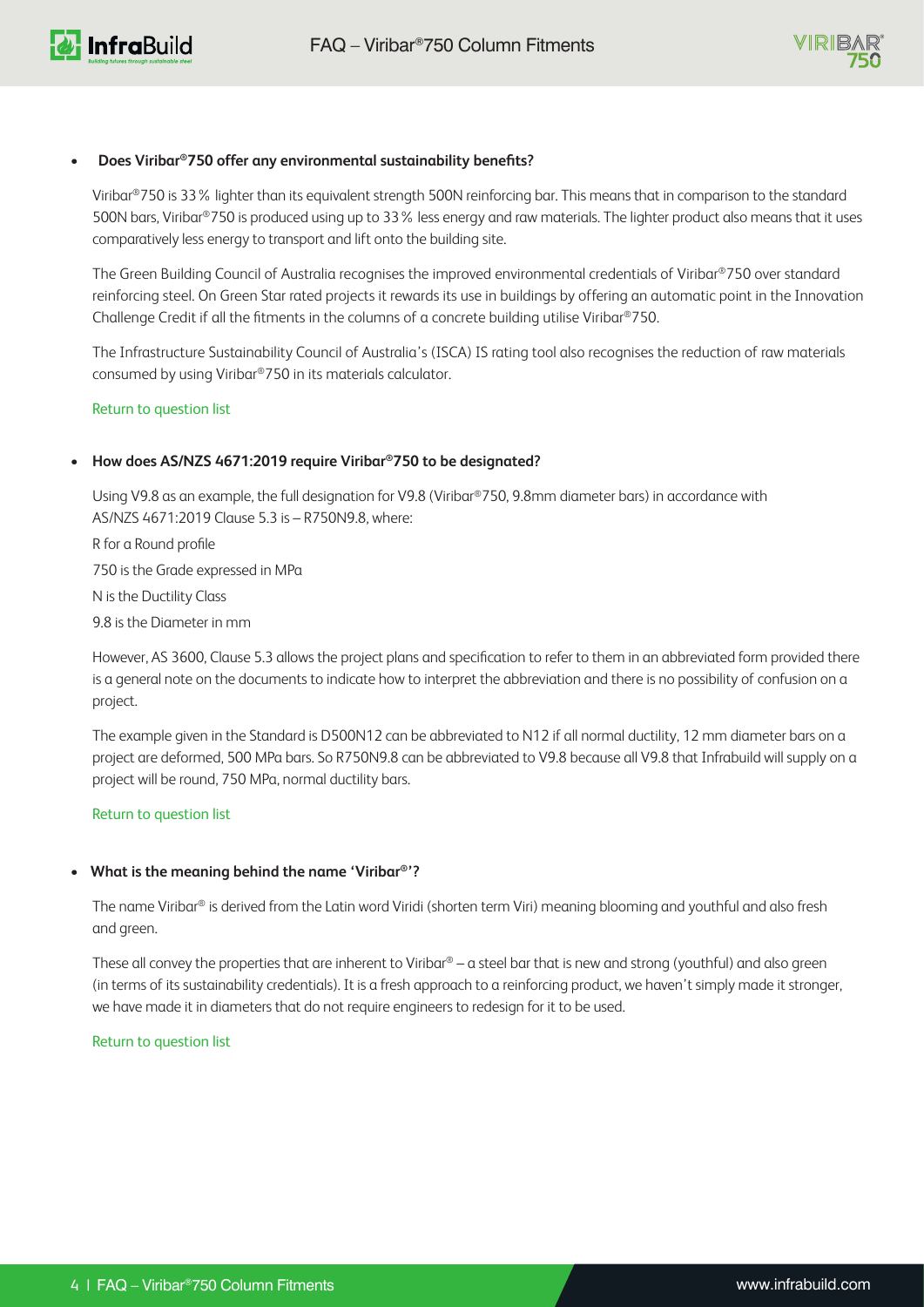- **Does Viribar®750 offer any environmental sustainability benefits?**

  Viribar®750 is 33% lighter than its equivalent strength 500N reinforcing bar. This means that in comparison to the standard 500N bars, Viribar®750 is produced using up to 33% less energy and raw materials. The lighter product also means that it uses comparatively less energy to transport and lift onto the building site.

  The Green Building Council of Australia recognises the improved environmental credentials of Viribar®750 over standard reinforcing steel. On Green Star rated projects it rewards its use in buildings by offering an automatic point in the Innovation Challenge Credit if all the fitments in the columns of a concrete building utilise Viribar®750.

  The Infrastructure Sustainability Council of Australia's (ISCA) IS rating tool also recognises the reduction of raw materials consumed by using Viribar®750 in its materials calculator.

  Return to question list

- **How does AS/NZS 4671:2019 require Viribar®750 to be designated?**

  Using V9.8 as an example, the full designation for V9.8 (Viribar®750, 9.8mm diameter bars) in accordance with AS/NZS 4671:2019 Clause 5.3 is – R750N9.8, where:

  R for a Round profile

  750 is the Grade expressed in MPa

  N is the Ductility Class

  9.8 is the Diameter in mm

  However, AS 3600, Clause 5.3 allows the project plans and specification to refer to them in an abbreviated form provided there is a general note on the documents to indicate how to interpret the abbreviation and there is no possibility of confusion on a project.

  The example given in the Standard is D500N12 can be abbreviated to N12 if all normal ductility, 12 mm diameter bars on a project are deformed, 500 MPa bars. So R750N9.8 can be abbreviated to V9.8 because all V9.8 that Infrabuild will supply on a project will be round, 750 MPa, normal ductility bars.

  Return to question list

- **What is the meaning behind the name 'Viribar®'?**

  The name Viribar® is derived from the Latin word Viridi (shorten term Viri) meaning blooming and youthful and also fresh and green.

  These all convey the properties that are inherent to Viribar® – a steel bar that is new and strong (youthful) and also green (in terms of its sustainability credentials). It is a fresh approach to a reinforcing product, we haven't simply made it stronger, we have made it in diameters that do not require engineers to redesign for it to be used.

  Return to question list